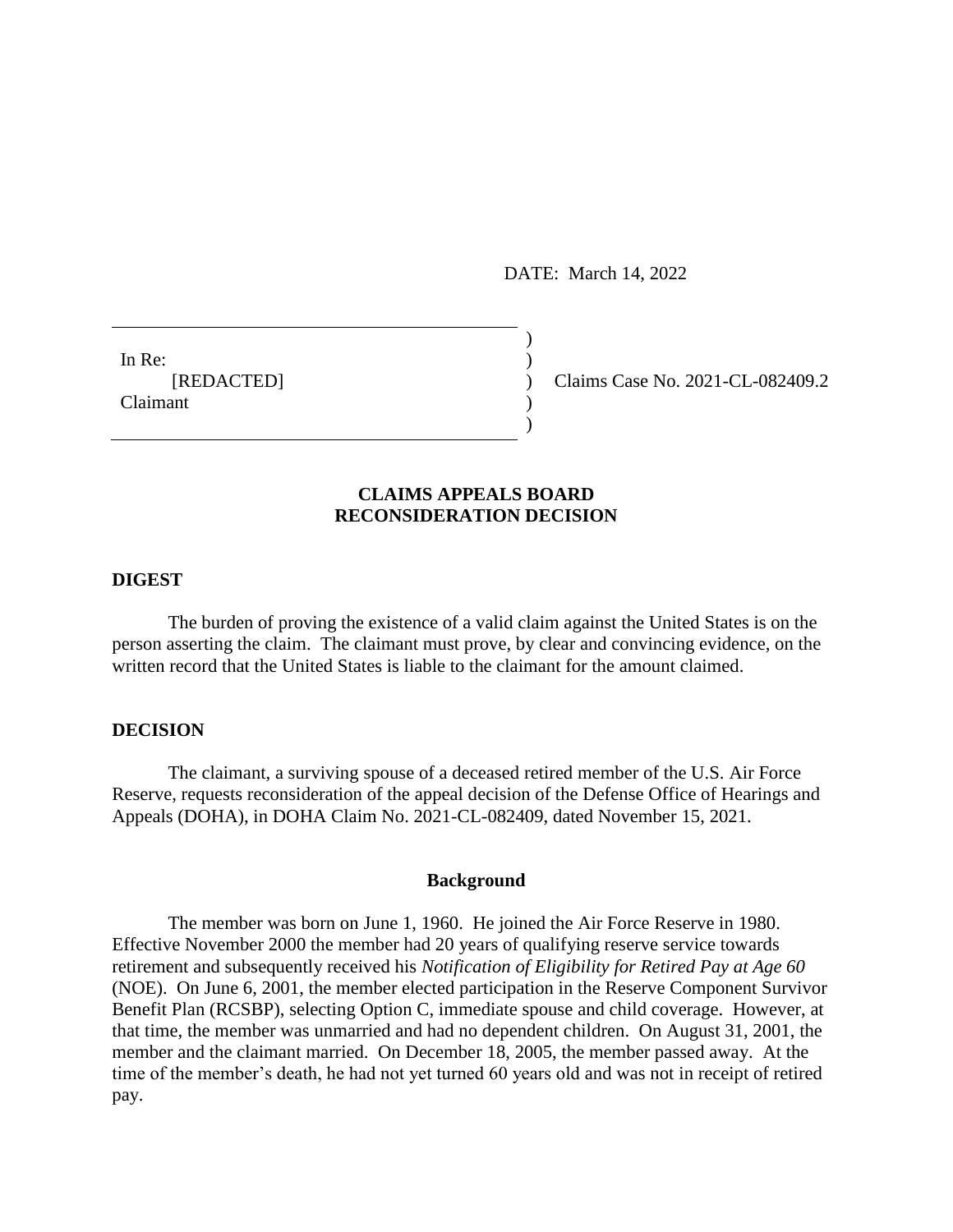DATE: March 14, 2022

In Re:
[REDACTED]
Claimant

Claims Case No. 2021-CL-082409.2

**CLAIMS APPEALS BOARD**
**RECONSIDERATION DECISION**

## DIGEST

The burden of proving the existence of a valid claim against the United States is on the person asserting the claim. The claimant must prove, by clear and convincing evidence, on the written record that the United States is liable to the claimant for the amount claimed.

## DECISION

The claimant, a surviving spouse of a deceased retired member of the U.S. Air Force Reserve, requests reconsideration of the appeal decision of the Defense Office of Hearings and Appeals (DOHA), in DOHA Claim No. 2021-CL-082409, dated November 15, 2021.

### Background

The member was born on June 1, 1960. He joined the Air Force Reserve in 1980. Effective November 2000 the member had 20 years of qualifying reserve service towards retirement and subsequently received his *Notification of Eligibility for Retired Pay at Age 60* (NOE). On June 6, 2001, the member elected participation in the Reserve Component Survivor Benefit Plan (RCSBP), selecting Option C, immediate spouse and child coverage. However, at that time, the member was unmarried and had no dependent children. On August 31, 2001, the member and the claimant married. On December 18, 2005, the member passed away. At the time of the member's death, he had not yet turned 60 years old and was not in receipt of retired pay.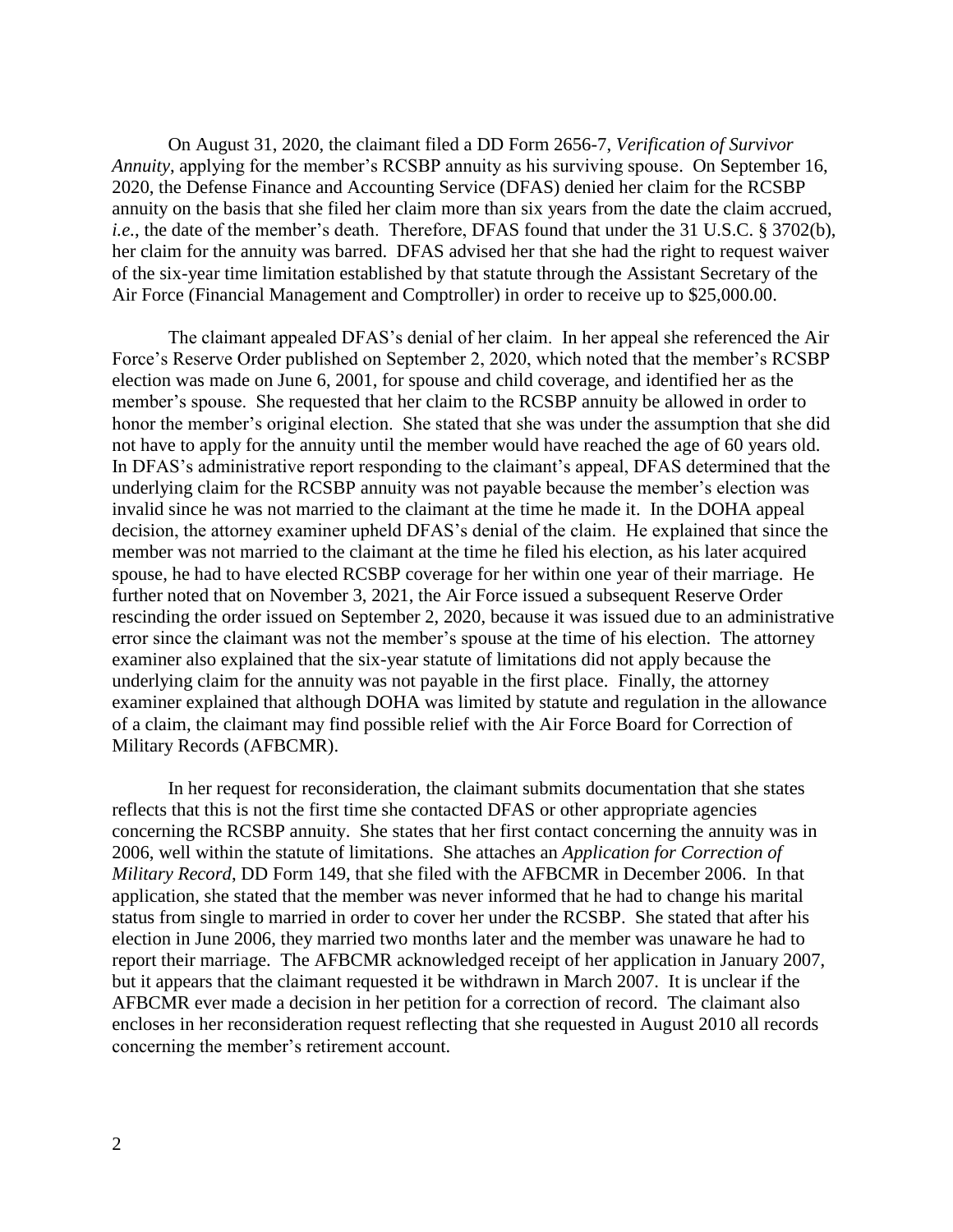On August 31, 2020, the claimant filed a DD Form 2656-7, *Verification of Survivor Annuity*, applying for the member's RCSBP annuity as his surviving spouse. On September 16, 2020, the Defense Finance and Accounting Service (DFAS) denied her claim for the RCSBP annuity on the basis that she filed her claim more than six years from the date the claim accrued, *i.e.*, the date of the member's death. Therefore, DFAS found that under the 31 U.S.C. § 3702(b), her claim for the annuity was barred. DFAS advised her that she had the right to request waiver of the six-year time limitation established by that statute through the Assistant Secretary of the Air Force (Financial Management and Comptroller) in order to receive up to $25,000.00.

The claimant appealed DFAS's denial of her claim. In her appeal she referenced the Air Force's Reserve Order published on September 2, 2020, which noted that the member's RCSBP election was made on June 6, 2001, for spouse and child coverage, and identified her as the member's spouse. She requested that her claim to the RCSBP annuity be allowed in order to honor the member's original election. She stated that she was under the assumption that she did not have to apply for the annuity until the member would have reached the age of 60 years old. In DFAS's administrative report responding to the claimant's appeal, DFAS determined that the underlying claim for the RCSBP annuity was not payable because the member's election was invalid since he was not married to the claimant at the time he made it. In the DOHA appeal decision, the attorney examiner upheld DFAS's denial of the claim. He explained that since the member was not married to the claimant at the time he filed his election, as his later acquired spouse, he had to have elected RCSBP coverage for her within one year of their marriage. He further noted that on November 3, 2021, the Air Force issued a subsequent Reserve Order rescinding the order issued on September 2, 2020, because it was issued due to an administrative error since the claimant was not the member's spouse at the time of his election. The attorney examiner also explained that the six-year statute of limitations did not apply because the underlying claim for the annuity was not payable in the first place. Finally, the attorney examiner explained that although DOHA was limited by statute and regulation in the allowance of a claim, the claimant may find possible relief with the Air Force Board for Correction of Military Records (AFBCMR).

In her request for reconsideration, the claimant submits documentation that she states reflects that this is not the first time she contacted DFAS or other appropriate agencies concerning the RCSBP annuity. She states that her first contact concerning the annuity was in 2006, well within the statute of limitations. She attaches an *Application for Correction of Military Record*, DD Form 149, that she filed with the AFBCMR in December 2006. In that application, she stated that the member was never informed that he had to change his marital status from single to married in order to cover her under the RCSBP. She stated that after his election in June 2006, they married two months later and the member was unaware he had to report their marriage. The AFBCMR acknowledged receipt of her application in January 2007, but it appears that the claimant requested it be withdrawn in March 2007. It is unclear if the AFBCMR ever made a decision in her petition for a correction of record. The claimant also encloses in her reconsideration request reflecting that she requested in August 2010 all records concerning the member's retirement account.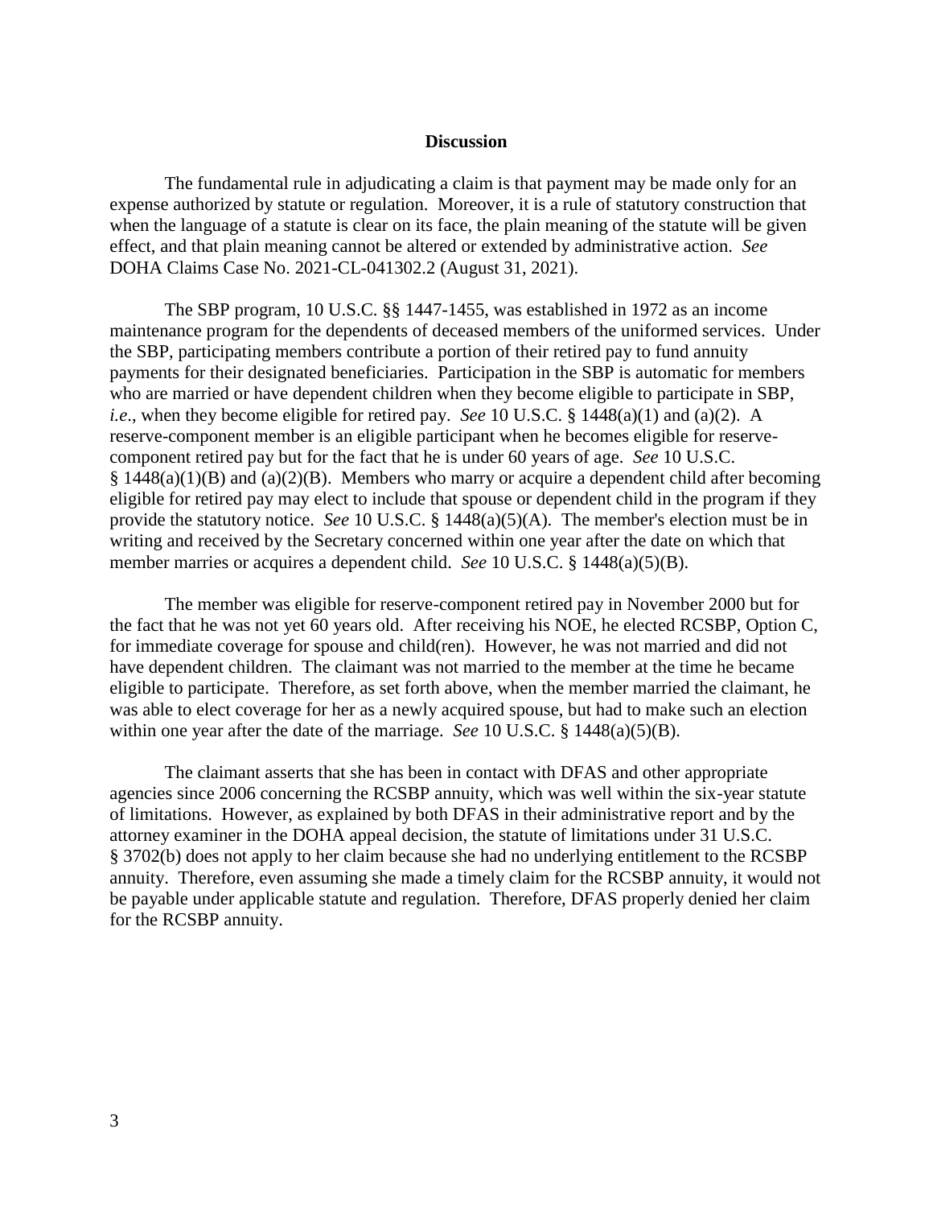## Discussion

The fundamental rule in adjudicating a claim is that payment may be made only for an expense authorized by statute or regulation. Moreover, it is a rule of statutory construction that when the language of a statute is clear on its face, the plain meaning of the statute will be given effect, and that plain meaning cannot be altered or extended by administrative action. *See* DOHA Claims Case No. 2021-CL-041302.2 (August 31, 2021).

The SBP program, 10 U.S.C. §§ 1447-1455, was established in 1972 as an income maintenance program for the dependents of deceased members of the uniformed services. Under the SBP, participating members contribute a portion of their retired pay to fund annuity payments for their designated beneficiaries. Participation in the SBP is automatic for members who are married or have dependent children when they become eligible to participate in SBP, *i.e*., when they become eligible for retired pay. *See* 10 U.S.C. § 1448(a)(1) and (a)(2). A reserve-component member is an eligible participant when he becomes eligible for reserve-component retired pay but for the fact that he is under 60 years of age. *See* 10 U.S.C. § 1448(a)(1)(B) and (a)(2)(B). Members who marry or acquire a dependent child after becoming eligible for retired pay may elect to include that spouse or dependent child in the program if they provide the statutory notice. *See* 10 U.S.C. § 1448(a)(5)(A). The member's election must be in writing and received by the Secretary concerned within one year after the date on which that member marries or acquires a dependent child. *See* 10 U.S.C. § 1448(a)(5)(B).

The member was eligible for reserve-component retired pay in November 2000 but for the fact that he was not yet 60 years old. After receiving his NOE, he elected RCSBP, Option C, for immediate coverage for spouse and child(ren). However, he was not married and did not have dependent children. The claimant was not married to the member at the time he became eligible to participate. Therefore, as set forth above, when the member married the claimant, he was able to elect coverage for her as a newly acquired spouse, but had to make such an election within one year after the date of the marriage. *See* 10 U.S.C. § 1448(a)(5)(B).

The claimant asserts that she has been in contact with DFAS and other appropriate agencies since 2006 concerning the RCSBP annuity, which was well within the six-year statute of limitations. However, as explained by both DFAS in their administrative report and by the attorney examiner in the DOHA appeal decision, the statute of limitations under 31 U.S.C. § 3702(b) does not apply to her claim because she had no underlying entitlement to the RCSBP annuity. Therefore, even assuming she made a timely claim for the RCSBP annuity, it would not be payable under applicable statute and regulation. Therefore, DFAS properly denied her claim for the RCSBP annuity.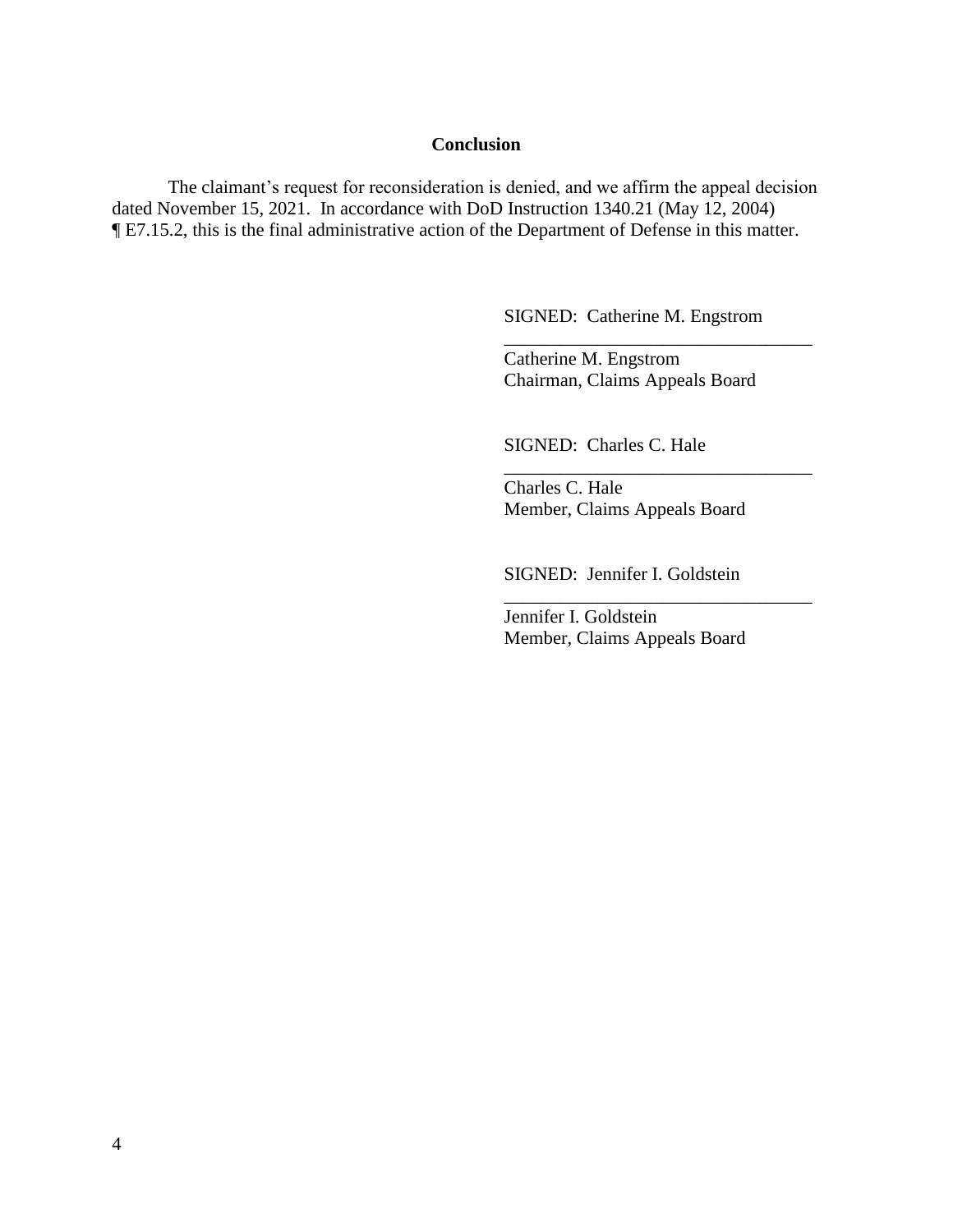## Conclusion

The claimant's request for reconsideration is denied, and we affirm the appeal decision dated November 15, 2021. In accordance with DoD Instruction 1340.21 (May 12, 2004) ¶ E7.15.2, this is the final administrative action of the Department of Defense in this matter.

SIGNED: Catherine M. Engstrom

_________________________________

Catherine M. Engstrom
Chairman, Claims Appeals Board

SIGNED: Charles C. Hale

_________________________________

Charles C. Hale
Member, Claims Appeals Board

SIGNED: Jennifer I. Goldstein

_________________________________

Jennifer I. Goldstein
Member, Claims Appeals Board